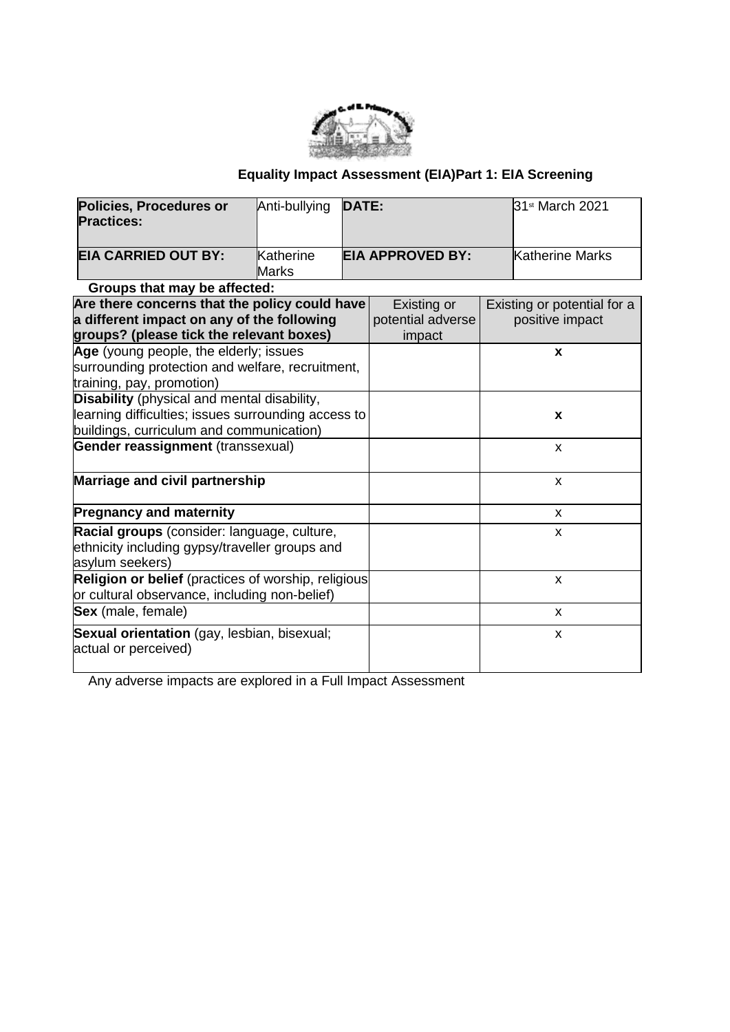**Equality Impact Assessment (EIA)Part 1: EIA Screening**

| **Policies, Procedures or Practices:** | Anti-bullying | **DATE:** | 31st March 2021 |
|---|---|---|---|
| **EIA CARRIED OUT BY:** | Katherine Marks | **EIA APPROVED BY:** | Katherine Marks |

**Groups that may be affected:**

| **Are there concerns that the policy could have a different impact on any of the following groups? (please tick the relevant boxes)** | Existing or potential adverse impact | Existing or potential for a positive impact |
|---|---|---|
| **Age** (young people, the elderly; issues surrounding protection and welfare, recruitment, training, pay, promotion) | | **x** |
| **Disability** (physical and mental disability, learning difficulties; issues surrounding access to buildings, curriculum and communication) | | **x** |
| **Gender reassignment** (transsexual) | | x |
| **Marriage and civil partnership** | | x |
| **Pregnancy and maternity** | | x |
| **Racial groups** (consider: language, culture, ethnicity including gypsy/traveller groups and asylum seekers) | | x |
| **Religion or belief** (practices of worship, religious or cultural observance, including non-belief) | | x |
| **Sex** (male, female) | | x |
| **Sexual orientation** (gay, lesbian, bisexual; actual or perceived) | | x |

Any adverse impacts are explored in a Full Impact Assessment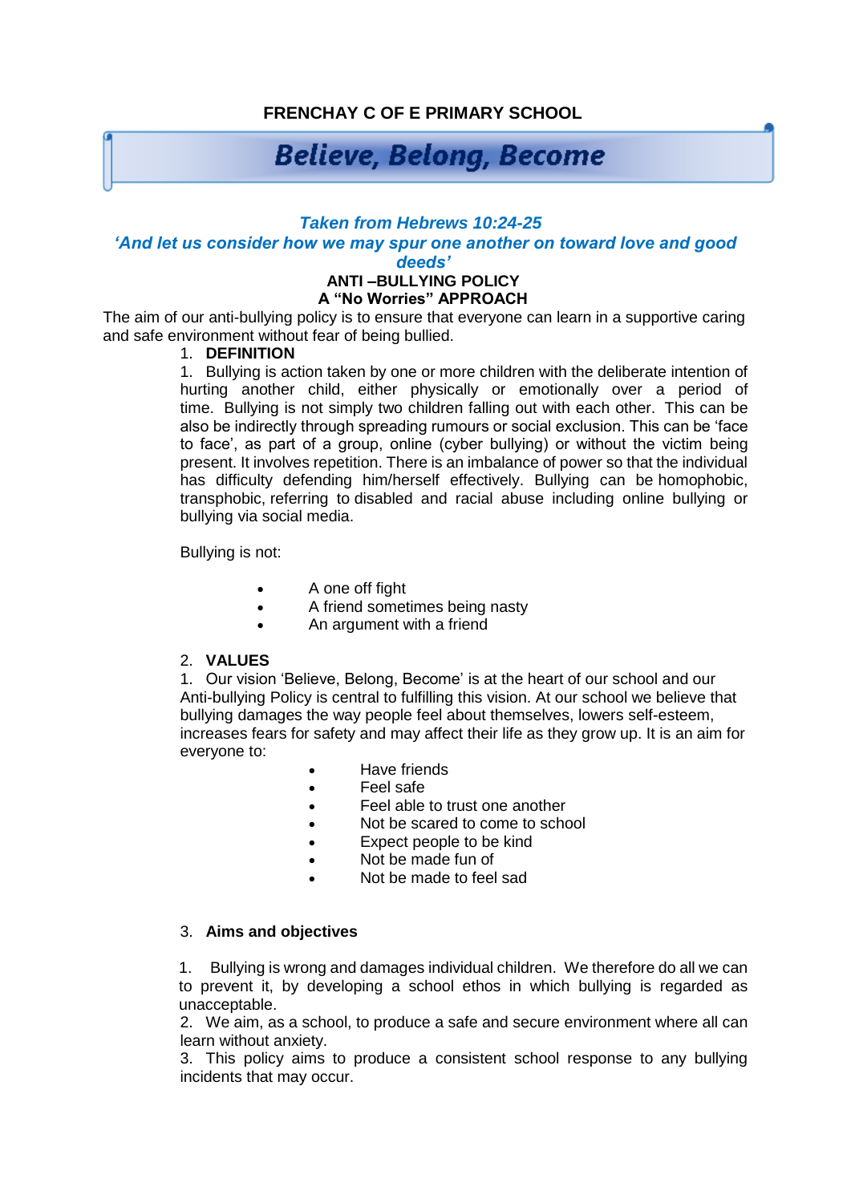**FRENCHAY C OF E PRIMARY SCHOOL**

# Believe, Belong, Become

***Taken from Hebrews 10:24-25***

***'And let us consider how we may spur one another on toward love and good deeds'***

**ANTI –BULLYING POLICY**

**A "No Worries" APPROACH**

The aim of our anti-bullying policy is to ensure that everyone can learn in a supportive caring and safe environment without fear of being bullied.

1. **DEFINITION**

1. Bullying is action taken by one or more children with the deliberate intention of hurting another child, either physically or emotionally over a period of time. Bullying is not simply two children falling out with each other. This can be also be indirectly through spreading rumours or social exclusion. This can be 'face to face', as part of a group, online (cyber bullying) or without the victim being present. It involves repetition. There is an imbalance of power so that the individual has difficulty defending him/herself effectively. Bullying can be homophobic, transphobic, referring to disabled and racial abuse including online bullying or bullying via social media.

Bullying is not:

- A one off fight
- A friend sometimes being nasty
- An argument with a friend

2. **VALUES**

1. Our vision 'Believe, Belong, Become' is at the heart of our school and our Anti-bullying Policy is central to fulfilling this vision. At our school we believe that bullying damages the way people feel about themselves, lowers self-esteem, increases fears for safety and may affect their life as they grow up. It is an aim for everyone to:

- Have friends
- Feel safe
- Feel able to trust one another
- Not be scared to come to school
- Expect people to be kind
- Not be made fun of
- Not be made to feel sad

3. **Aims and objectives**

1. Bullying is wrong and damages individual children. We therefore do all we can to prevent it, by developing a school ethos in which bullying is regarded as unacceptable.
2. We aim, as a school, to produce a safe and secure environment where all can learn without anxiety.
3. This policy aims to produce a consistent school response to any bullying incidents that may occur.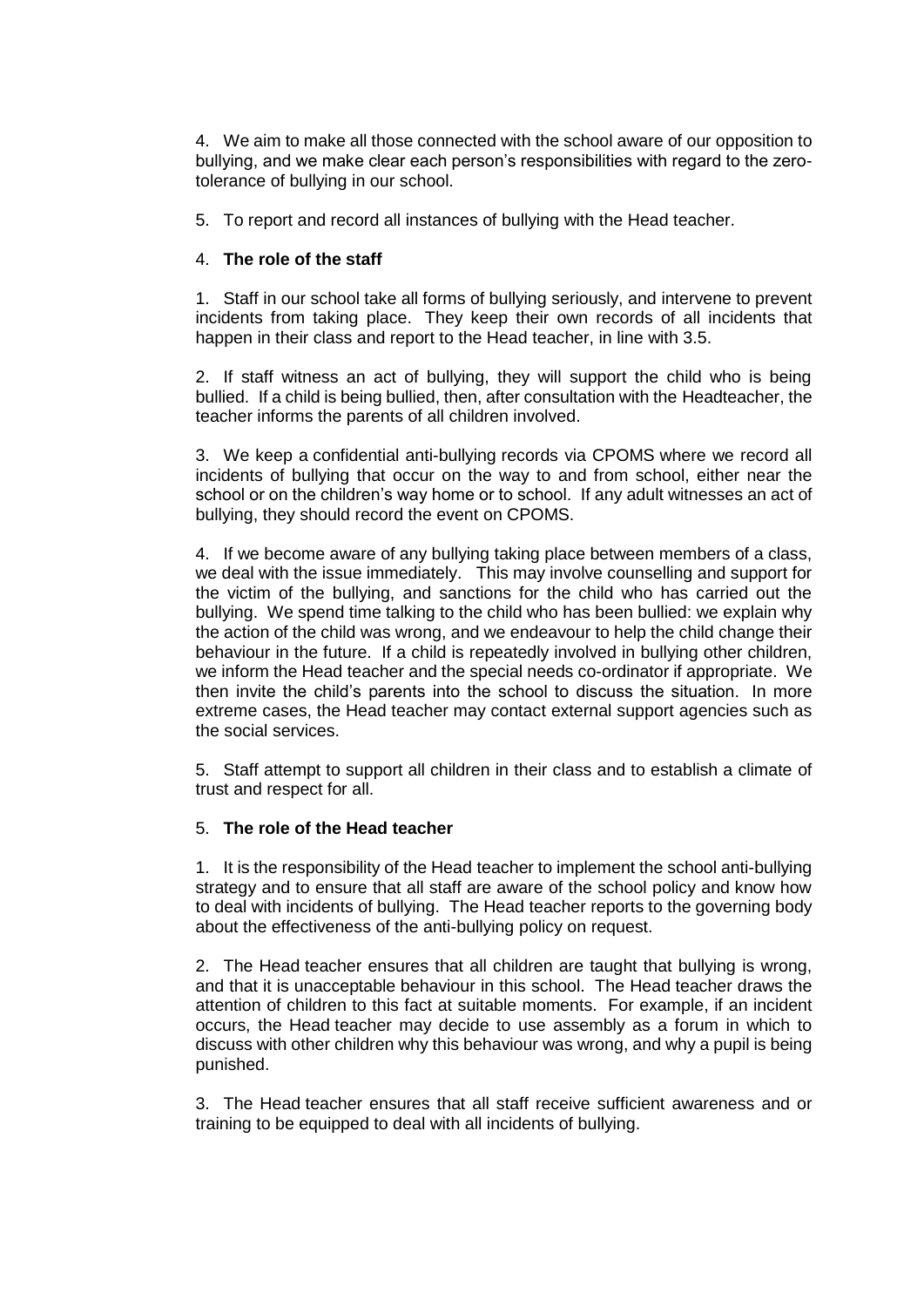4. We aim to make all those connected with the school aware of our opposition to bullying, and we make clear each person's responsibilities with regard to the zero-tolerance of bullying in our school.

5. To report and record all instances of bullying with the Head teacher.

## 4. **The role of the staff**

1. Staff in our school take all forms of bullying seriously, and intervene to prevent incidents from taking place. They keep their own records of all incidents that happen in their class and report to the Head teacher, in line with 3.5.

2. If staff witness an act of bullying, they will support the child who is being bullied. If a child is being bullied, then, after consultation with the Headteacher, the teacher informs the parents of all children involved.

3. We keep a confidential anti-bullying records via CPOMS where we record all incidents of bullying that occur on the way to and from school, either near the school or on the children's way home or to school. If any adult witnesses an act of bullying, they should record the event on CPOMS.

4. If we become aware of any bullying taking place between members of a class, we deal with the issue immediately. This may involve counselling and support for the victim of the bullying, and sanctions for the child who has carried out the bullying. We spend time talking to the child who has been bullied: we explain why the action of the child was wrong, and we endeavour to help the child change their behaviour in the future. If a child is repeatedly involved in bullying other children, we inform the Head teacher and the special needs co-ordinator if appropriate. We then invite the child's parents into the school to discuss the situation. In more extreme cases, the Head teacher may contact external support agencies such as the social services.

5. Staff attempt to support all children in their class and to establish a climate of trust and respect for all.

## 5. **The role of the Head teacher**

1. It is the responsibility of the Head teacher to implement the school anti-bullying strategy and to ensure that all staff are aware of the school policy and know how to deal with incidents of bullying. The Head teacher reports to the governing body about the effectiveness of the anti-bullying policy on request.

2. The Head teacher ensures that all children are taught that bullying is wrong, and that it is unacceptable behaviour in this school. The Head teacher draws the attention of children to this fact at suitable moments. For example, if an incident occurs, the Head teacher may decide to use assembly as a forum in which to discuss with other children why this behaviour was wrong, and why a pupil is being punished.

3. The Head teacher ensures that all staff receive sufficient awareness and or training to be equipped to deal with all incidents of bullying.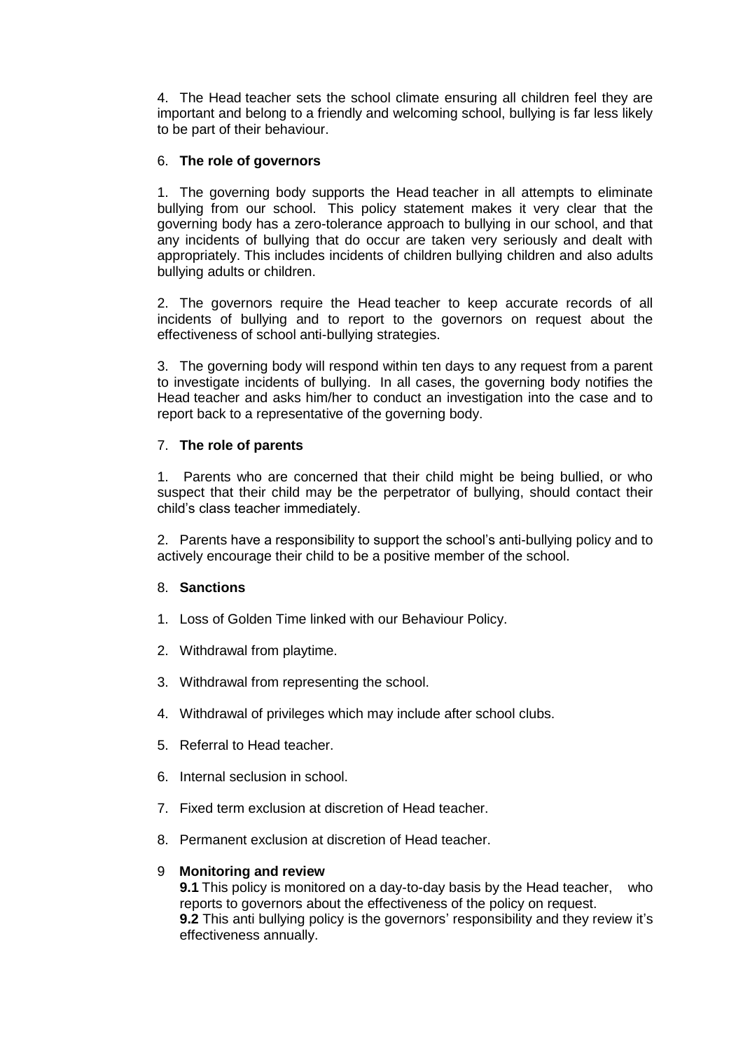4. The Head teacher sets the school climate ensuring all children feel they are important and belong to a friendly and welcoming school, bullying is far less likely to be part of their behaviour.

## 6. The role of governors

1. The governing body supports the Head teacher in all attempts to eliminate bullying from our school. This policy statement makes it very clear that the governing body has a zero-tolerance approach to bullying in our school, and that any incidents of bullying that do occur are taken very seriously and dealt with appropriately. This includes incidents of children bullying children and also adults bullying adults or children.

2. The governors require the Head teacher to keep accurate records of all incidents of bullying and to report to the governors on request about the effectiveness of school anti-bullying strategies.

3. The governing body will respond within ten days to any request from a parent to investigate incidents of bullying. In all cases, the governing body notifies the Head teacher and asks him/her to conduct an investigation into the case and to report back to a representative of the governing body.

## 7. The role of parents

1. Parents who are concerned that their child might be being bullied, or who suspect that their child may be the perpetrator of bullying, should contact their child's class teacher immediately.

2. Parents have a responsibility to support the school's anti-bullying policy and to actively encourage their child to be a positive member of the school.

## 8. Sanctions

1. Loss of Golden Time linked with our Behaviour Policy.
2. Withdrawal from playtime.
3. Withdrawal from representing the school.
4. Withdrawal of privileges which may include after school clubs.
5. Referral to Head teacher.
6. Internal seclusion in school.
7. Fixed term exclusion at discretion of Head teacher.
8. Permanent exclusion at discretion of Head teacher.

## 9 Monitoring and review

**9.1** This policy is monitored on a day-to-day basis by the Head teacher, who reports to governors about the effectiveness of the policy on request.
**9.2** This anti bullying policy is the governors' responsibility and they review it's effectiveness annually.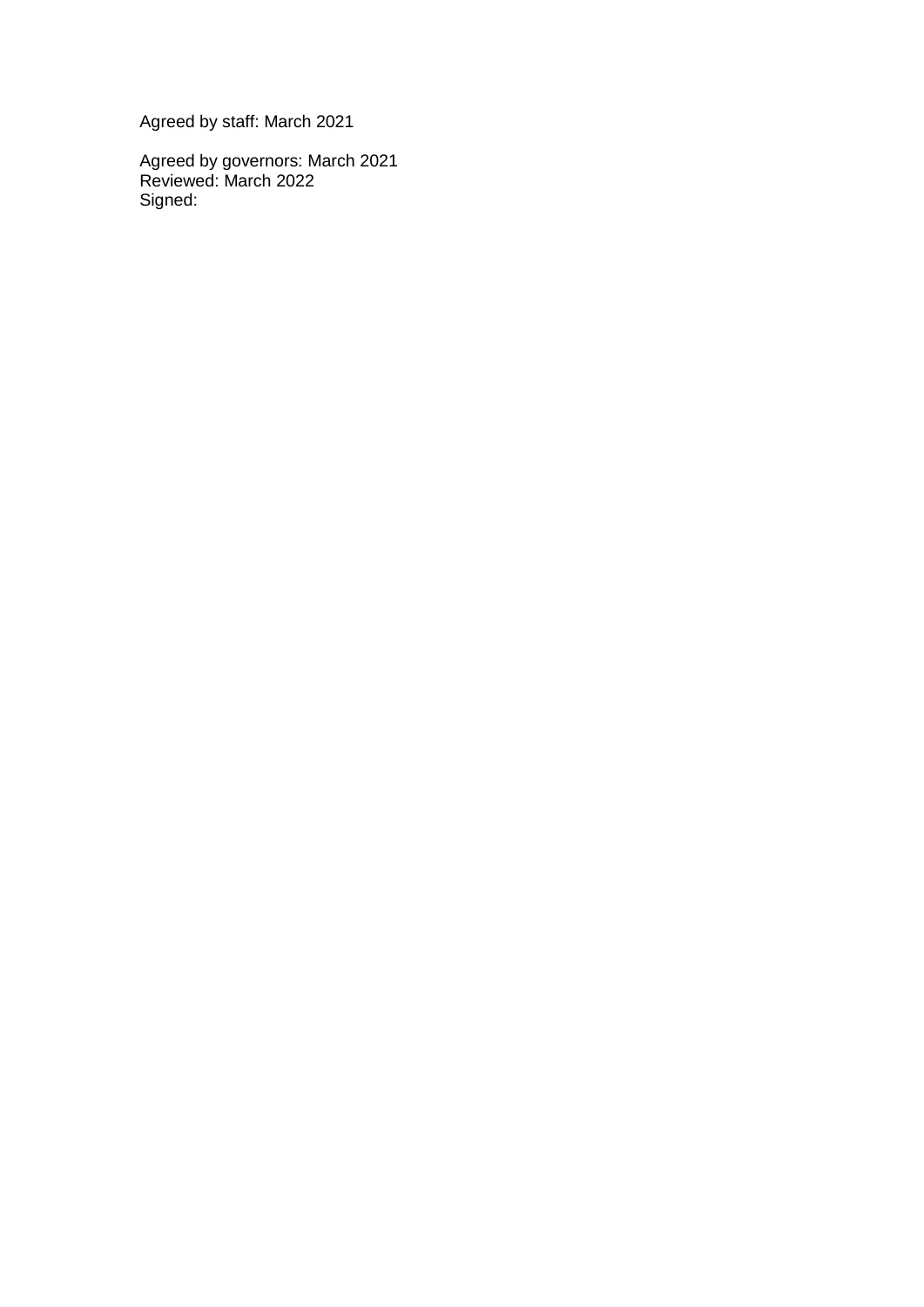Agreed by staff: March 2021

Agreed by governors: March 2021
Reviewed: March 2022
Signed: